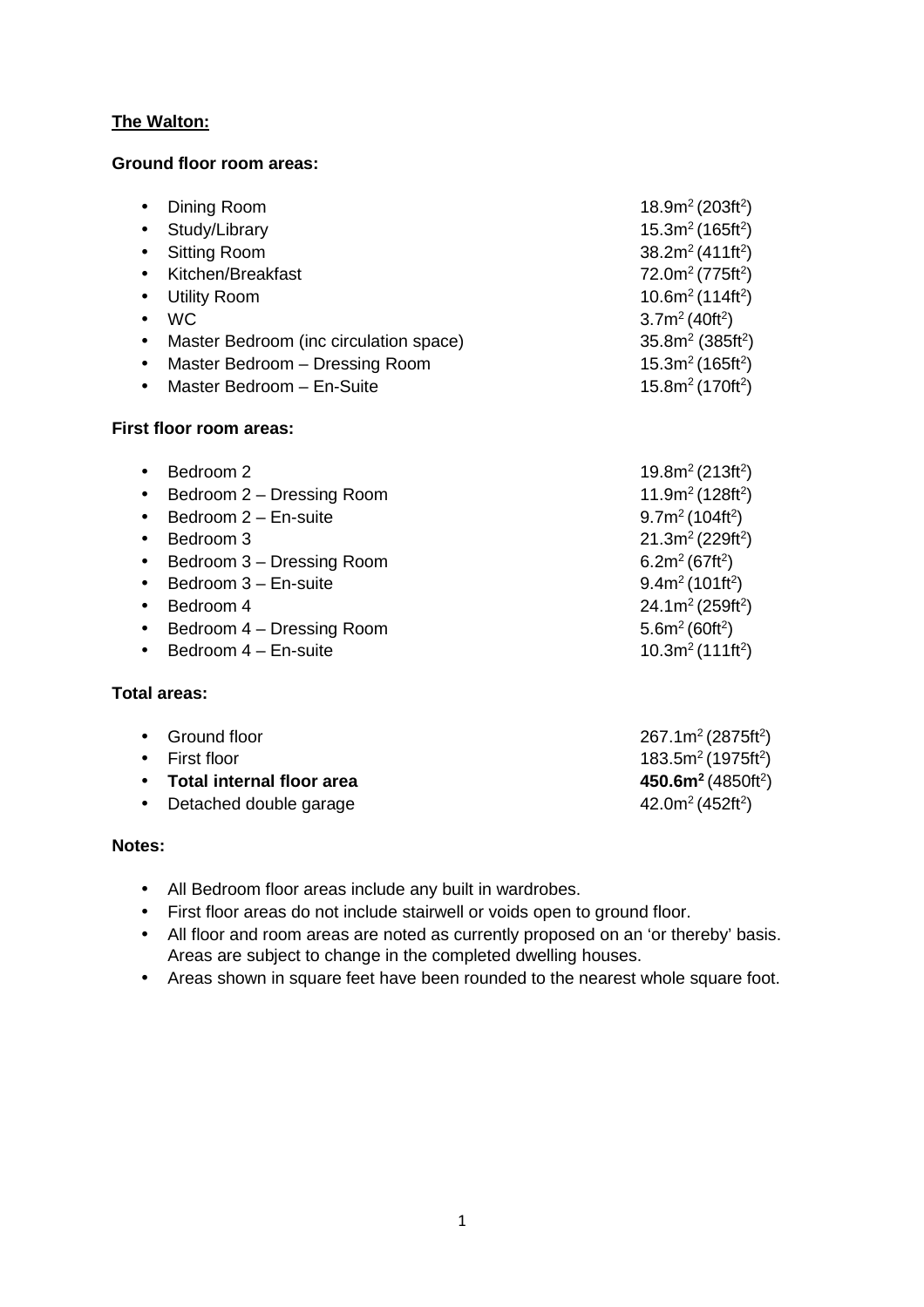**The Walton:**

**Ground floor room areas:**

- Dining Room — 18.9m$^2$ (203ft$^2$)
- Study/Library — 15.3m$^2$ (165ft$^2$)
- Sitting Room — 38.2m$^2$ (411ft$^2$)
- Kitchen/Breakfast — 72.0m$^2$ (775ft$^2$)
- Utility Room — 10.6m$^2$ (114ft$^2$)
- WC — 3.7m$^2$ (40ft$^2$)
- Master Bedroom (inc circulation space) — 35.8m$^2$ (385ft$^2$)
- Master Bedroom – Dressing Room — 15.3m$^2$ (165ft$^2$)
- Master Bedroom – En-Suite — 15.8m$^2$ (170ft$^2$)

**First floor room areas:**

- Bedroom 2 — 19.8m$^2$ (213ft$^2$)
- Bedroom 2 – Dressing Room — 11.9m$^2$ (128ft$^2$)
- Bedroom 2 – En-suite — 9.7m$^2$ (104ft$^2$)
- Bedroom 3 — 21.3m$^2$ (229ft$^2$)
- Bedroom 3 – Dressing Room — 6.2m$^2$ (67ft$^2$)
- Bedroom 3 – En-suite — 9.4m$^2$ (101ft$^2$)
- Bedroom 4 — 24.1m$^2$ (259ft$^2$)
- Bedroom 4 – Dressing Room — 5.6m$^2$ (60ft$^2$)
- Bedroom 4 – En-suite — 10.3m$^2$ (111ft$^2$)

**Total areas:**

- Ground floor — 267.1m$^2$ (2875ft$^2$)
- First floor — 183.5m$^2$ (1975ft$^2$)
- **Total internal floor area** — **450.6m$^2$** (4850ft$^2$)
- Detached double garage — 42.0m$^2$ (452ft$^2$)

**Notes:**

- All Bedroom floor areas include any built in wardrobes.
- First floor areas do not include stairwell or voids open to ground floor.
- All floor and room areas are noted as currently proposed on an 'or thereby' basis. Areas are subject to change in the completed dwelling houses.
- Areas shown in square feet have been rounded to the nearest whole square foot.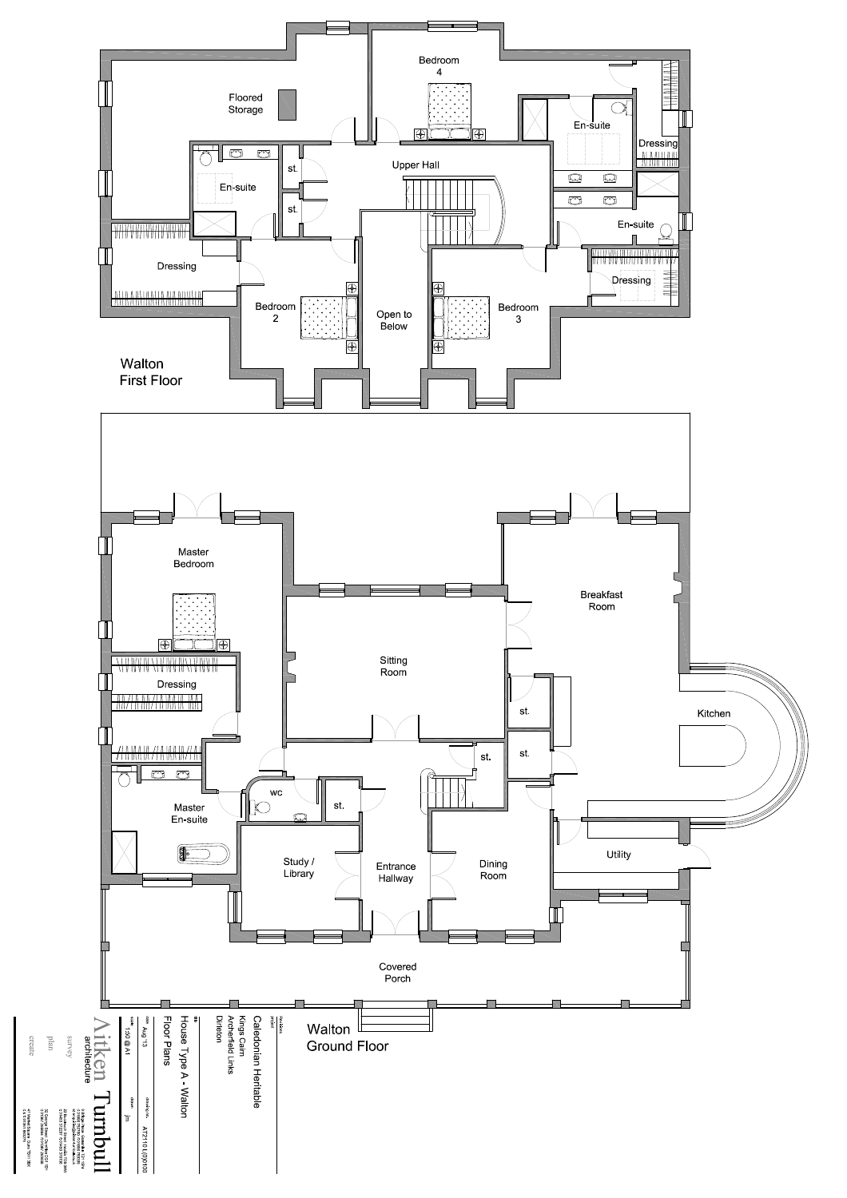## Walton First Floor

Floored Storage

Bedroom 4

En-suite

Dressing

Upper Hall

st.

st.

En-suite

En-suite

Dressing

Dressing

Bedroom 2

Open to Below

Bedroom 3

## Walton Ground Floor

Master Bedroom

Breakfast Room

Sitting Room

Dressing

Kitchen

st.

st.

st.

wc

st.

Master En-suite

Study / Library

Entrance Hallway

Dining Room

Utility

Covered Porch

client: Caledonian Heritable

project: Kings Cairn, Archerfield Links, Dirleton

title: House Type A - Walton, Floor Plans

date: Aug 13

scale: 1:50 @ A1

drawing no: ATZ116 L(0)0100

drawn: jm

Aitken Turnbull architecture

survey

plan

create